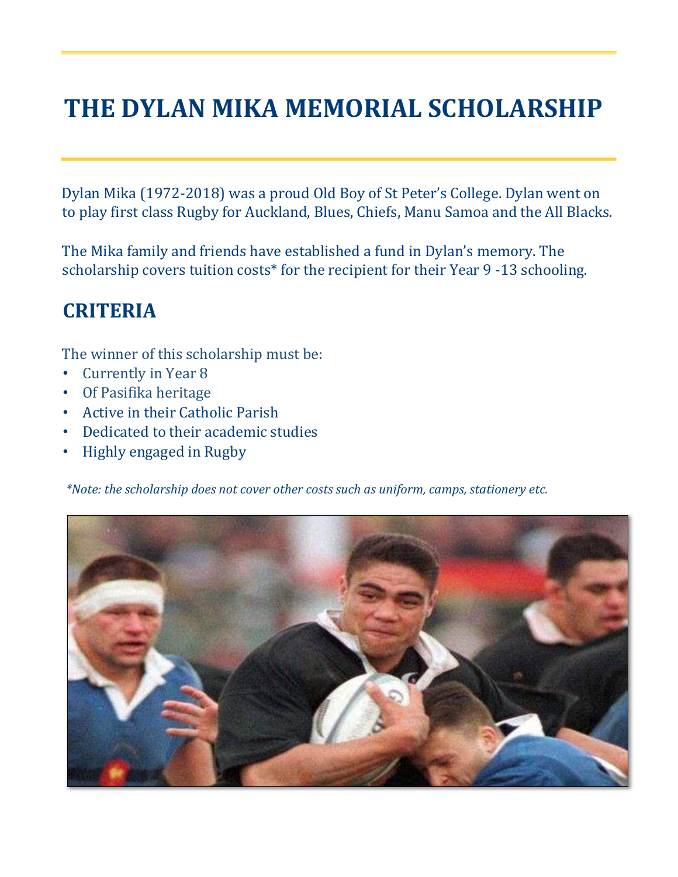# THE DYLAN MIKA MEMORIAL SCHOLARSHIP

Dylan Mika (1972-2018) was a proud Old Boy of St Peter's College. Dylan went on to play first class Rugby for Auckland, Blues, Chiefs, Manu Samoa and the All Blacks.

The Mika family and friends have established a fund in Dylan's memory. The scholarship covers tuition costs* for the recipient for their Year 9 -13 schooling.

## CRITERIA

The winner of this scholarship must be:

- Currently in Year 8
- Of Pasifika heritage
- Active in their Catholic Parish
- Dedicated to their academic studies
- Highly engaged in Rugby

*\*Note: the scholarship does not cover other costs such as uniform, camps, stationery etc.*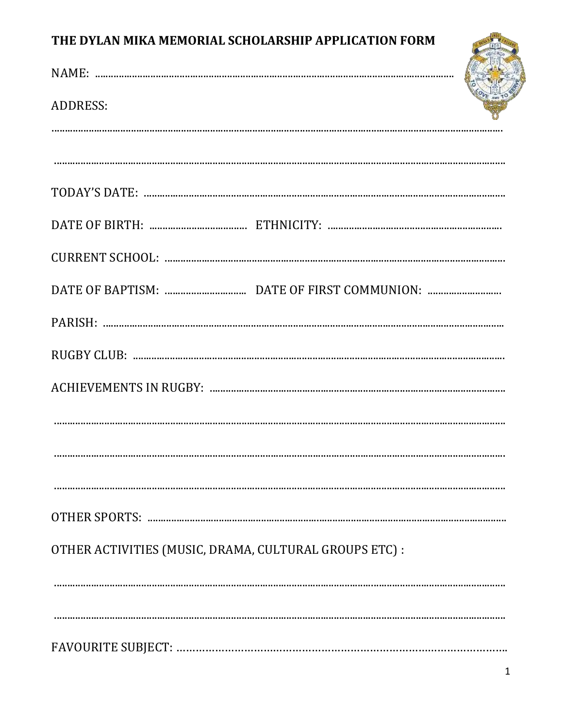# THE DYLAN MIKA MEMORIAL SCHOLARSHIP APPLICATION FORM

NAME: ..................................................................................................................................

ADDRESS:

.......................................................................................................................................................

.......................................................................................................................................................

TODAY'S DATE: ..................................................................................................................

DATE OF BIRTH: ..................................... ETHNICITY: .................................................................

CURRENT SCHOOL: ...........................................................................................................

DATE OF BAPTISM: .............................. DATE OF FIRST COMMUNION: ...........................

PARISH: ...............................................................................................................................

RUGBY CLUB: .....................................................................................................................

ACHIEVEMENTS IN RUGBY: ..............................................................................................

.......................................................................................................................................................

.......................................................................................................................................................

.......................................................................................................................................................

OTHER SPORTS: ..................................................................................................................

OTHER ACTIVITIES (MUSIC, DRAMA, CULTURAL GROUPS ETC) :

.......................................................................................................................................................

.......................................................................................................................................................

FAVOURITE SUBJECT: ………………………………………………………………………………………..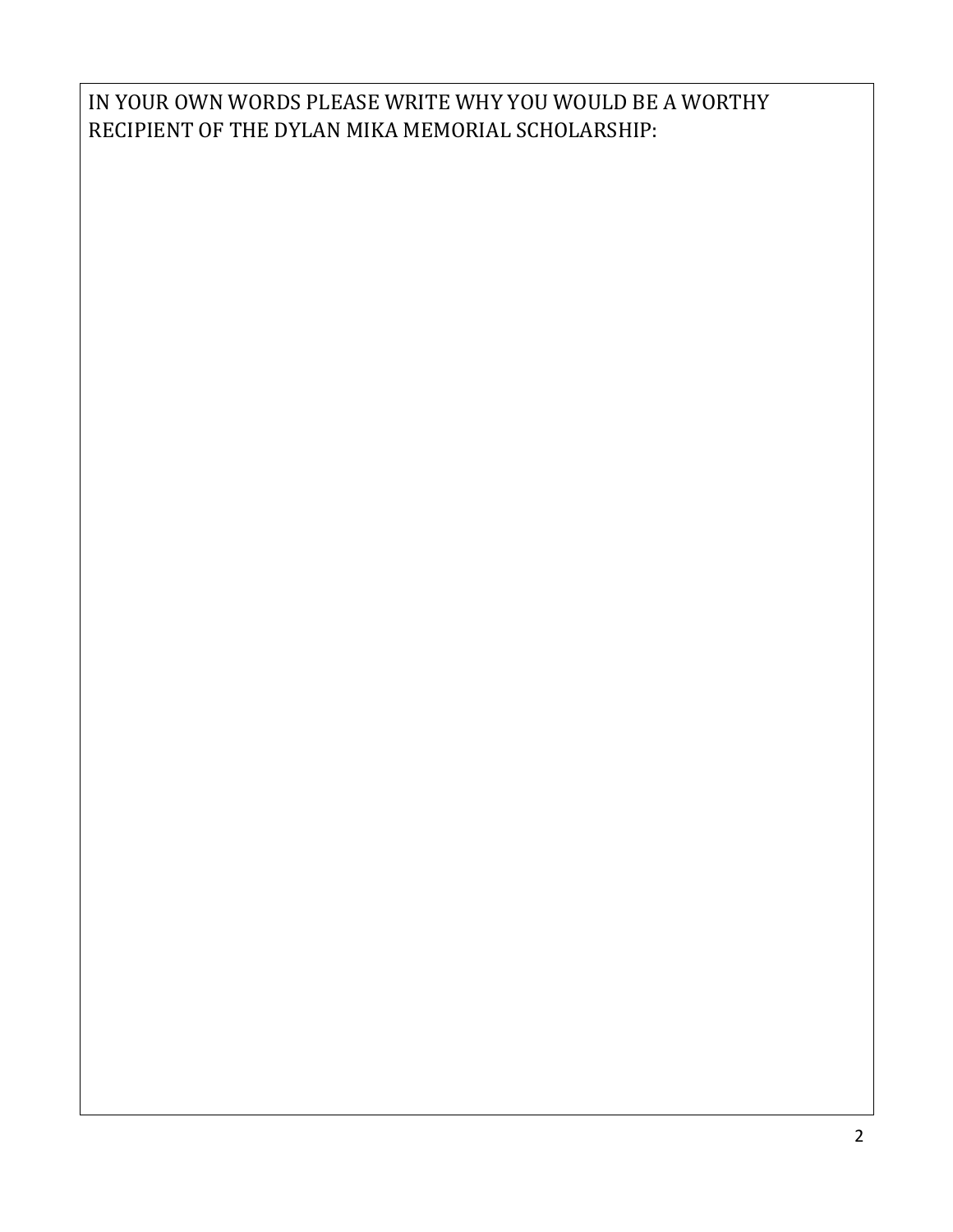IN YOUR OWN WORDS PLEASE WRITE WHY YOU WOULD BE A WORTHY RECIPIENT OF THE DYLAN MIKA MEMORIAL SCHOLARSHIP: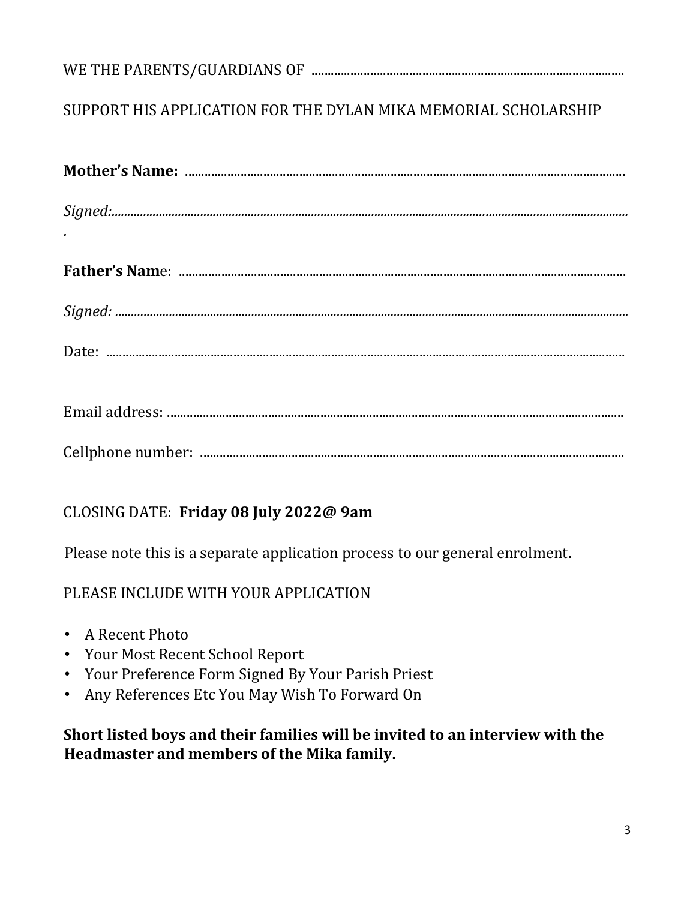WE THE PARENTS/GUARDIANS OF ..............................................................................................

SUPPORT HIS APPLICATION FOR THE DYLAN MIKA MEMORIAL SCHOLARSHIP

**Mother's Name:** ..........................................................................................................................................

*Signed:*..........................................................................................................................................................
.

**Father's Nam**e: .........................................................................................................................................

*Signed:* .........................................................................................................................................................

Date: ...............................................................................................................................................................

Email address: ..............................................................................................................................................

Cellphone number: .......................................................................................................................................

CLOSING DATE: **Friday 08 July 2022@ 9am**

Please note this is a separate application process to our general enrolment.

PLEASE INCLUDE WITH YOUR APPLICATION

- A Recent Photo
- Your Most Recent School Report
- Your Preference Form Signed By Your Parish Priest
- Any References Etc You May Wish To Forward On

**Short listed boys and their families will be invited to an interview with the Headmaster and members of the Mika family.**